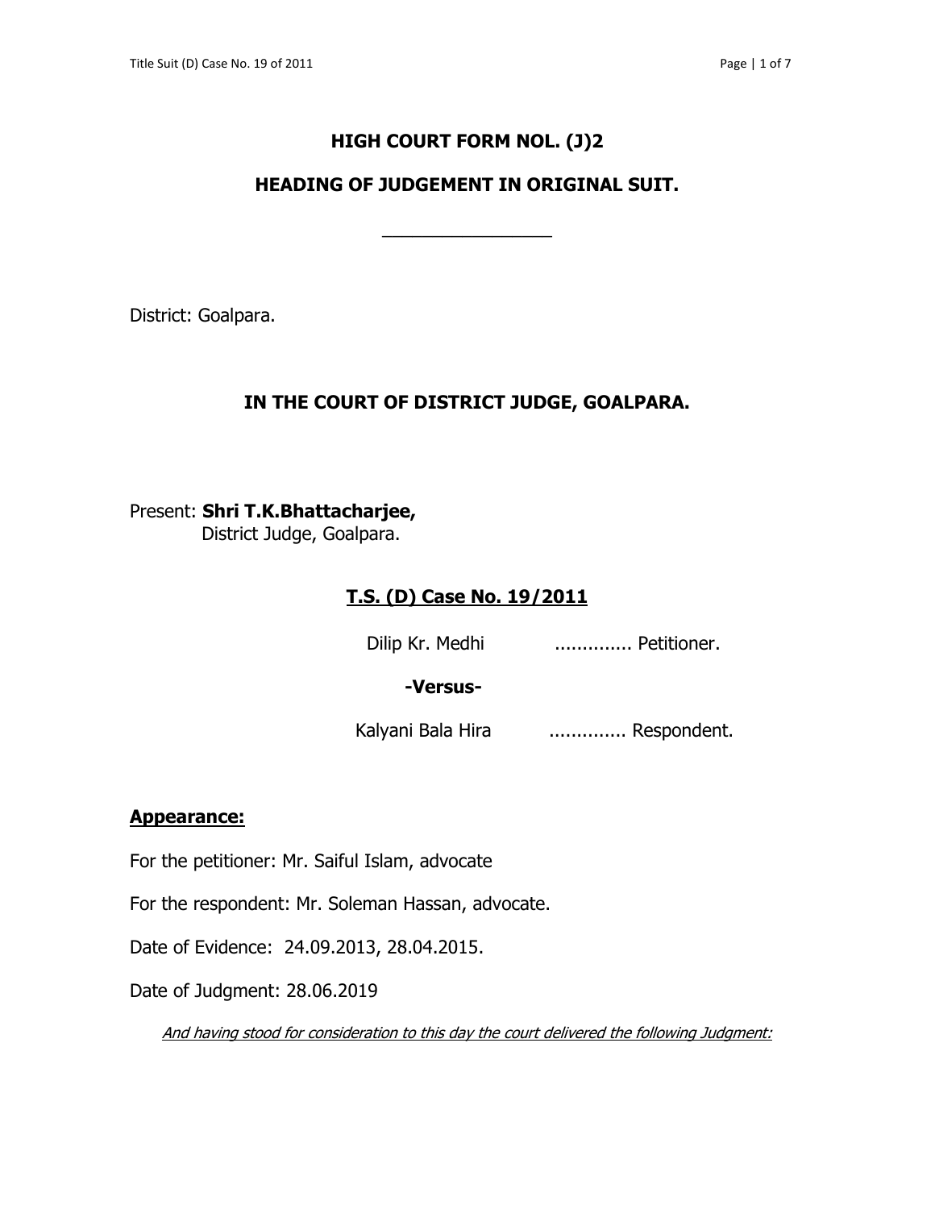## HIGH COURT FORM NOL. (J)2

## HEADING OF JUDGEMENT IN ORIGINAL SUIT.

---

District: Goalpara.

## IN THE COURT OF DISTRICT JUDGE, GOALPARA.

Present: **Shri T.K.Bhattacharjee,**
District Judge, Goalpara.

### **T.S. (D) Case No. 19/2011**

Dilip Kr. Medhi ............. Petitioner.

**-Versus-**

Kalyani Bala Hira ............. Respondent.

**Appearance:**

For the petitioner: Mr. Saiful Islam, advocate

For the respondent: Mr. Soleman Hassan, advocate.

Date of Evidence: 24.09.2013, 28.04.2015.

Date of Judgment: 28.06.2019

*And having stood for consideration to this day the court delivered the following Judgment:*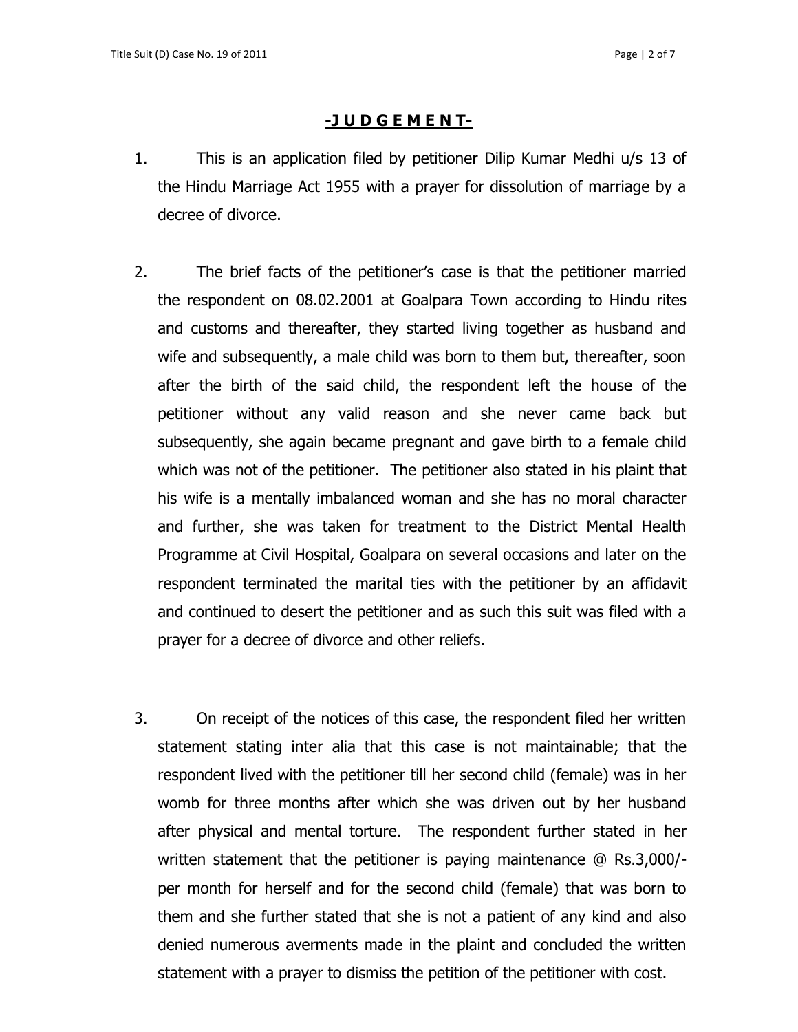## -J U D G E M E N T-

1. This is an application filed by petitioner Dilip Kumar Medhi u/s 13 of the Hindu Marriage Act 1955 with a prayer for dissolution of marriage by a decree of divorce.

2. The brief facts of the petitioner's case is that the petitioner married the respondent on 08.02.2001 at Goalpara Town according to Hindu rites and customs and thereafter, they started living together as husband and wife and subsequently, a male child was born to them but, thereafter, soon after the birth of the said child, the respondent left the house of the petitioner without any valid reason and she never came back but subsequently, she again became pregnant and gave birth to a female child which was not of the petitioner. The petitioner also stated in his plaint that his wife is a mentally imbalanced woman and she has no moral character and further, she was taken for treatment to the District Mental Health Programme at Civil Hospital, Goalpara on several occasions and later on the respondent terminated the marital ties with the petitioner by an affidavit and continued to desert the petitioner and as such this suit was filed with a prayer for a decree of divorce and other reliefs.

3. On receipt of the notices of this case, the respondent filed her written statement stating inter alia that this case is not maintainable; that the respondent lived with the petitioner till her second child (female) was in her womb for three months after which she was driven out by her husband after physical and mental torture. The respondent further stated in her written statement that the petitioner is paying maintenance @ Rs.3,000/- per month for herself and for the second child (female) that was born to them and she further stated that she is not a patient of any kind and also denied numerous averments made in the plaint and concluded the written statement with a prayer to dismiss the petition of the petitioner with cost.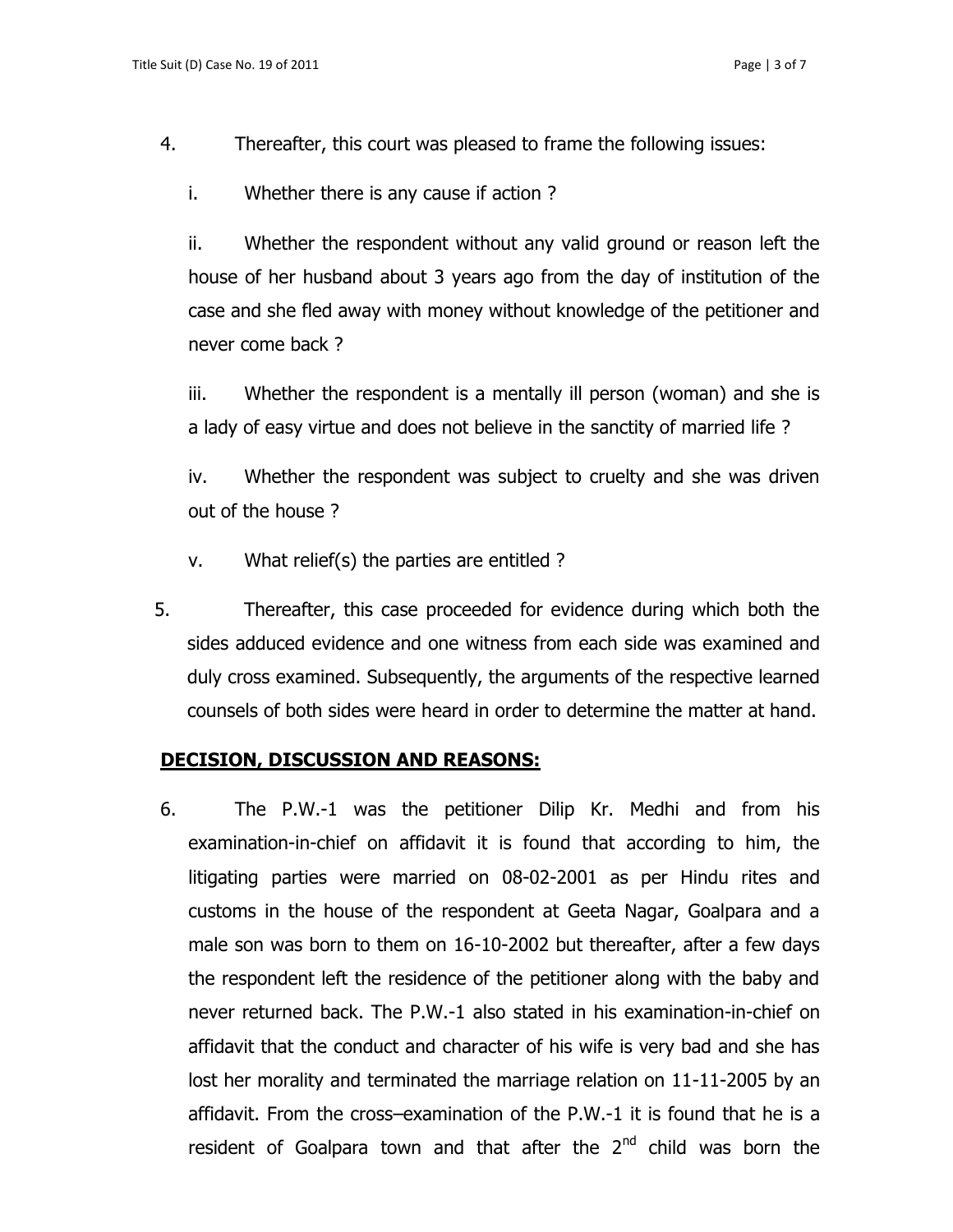4. Thereafter, this court was pleased to frame the following issues:

   i. Whether there is any cause if action ?

   ii. Whether the respondent without any valid ground or reason left the house of her husband about 3 years ago from the day of institution of the case and she fled away with money without knowledge of the petitioner and never come back ?

   iii. Whether the respondent is a mentally ill person (woman) and she is a lady of easy virtue and does not believe in the sanctity of married life ?

   iv. Whether the respondent was subject to cruelty and she was driven out of the house ?

   v. What relief(s) the parties are entitled ?

5. Thereafter, this case proceeded for evidence during which both the sides adduced evidence and one witness from each side was examined and duly cross examined. Subsequently, the arguments of the respective learned counsels of both sides were heard in order to determine the matter at hand.

**DECISION, DISCUSSION AND REASONS:**

6. The P.W.-1 was the petitioner Dilip Kr. Medhi and from his examination-in-chief on affidavit it is found that according to him, the litigating parties were married on 08-02-2001 as per Hindu rites and customs in the house of the respondent at Geeta Nagar, Goalpara and a male son was born to them on 16-10-2002 but thereafter, after a few days the respondent left the residence of the petitioner along with the baby and never returned back. The P.W.-1 also stated in his examination-in-chief on affidavit that the conduct and character of his wife is very bad and she has lost her morality and terminated the marriage relation on 11-11-2005 by an affidavit. From the cross–examination of the P.W.-1 it is found that he is a resident of Goalpara town and that after the 2nd child was born the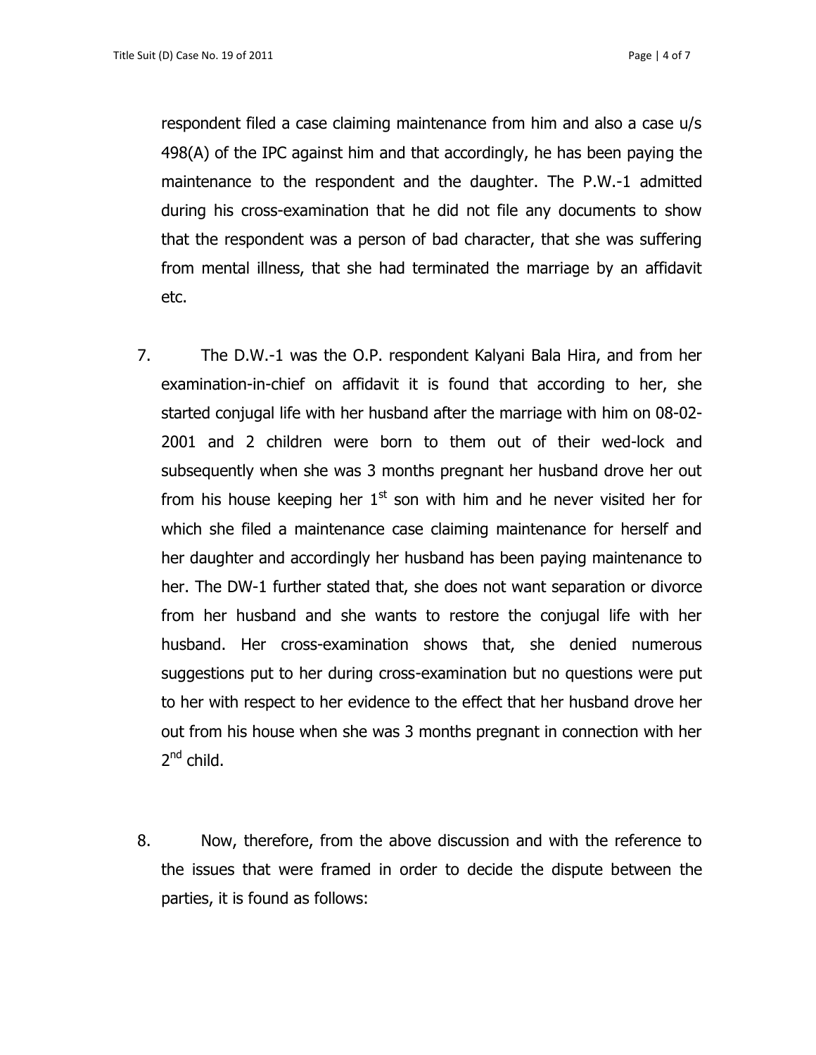respondent filed a case claiming maintenance from him and also a case u/s 498(A) of the IPC against him and that accordingly, he has been paying the maintenance to the respondent and the daughter. The P.W.-1 admitted during his cross-examination that he did not file any documents to show that the respondent was a person of bad character, that she was suffering from mental illness, that she had terminated the marriage by an affidavit etc.

7. The D.W.-1 was the O.P. respondent Kalyani Bala Hira, and from her examination-in-chief on affidavit it is found that according to her, she started conjugal life with her husband after the marriage with him on 08-02-2001 and 2 children were born to them out of their wed-lock and subsequently when she was 3 months pregnant her husband drove her out from his house keeping her 1st son with him and he never visited her for which she filed a maintenance case claiming maintenance for herself and her daughter and accordingly her husband has been paying maintenance to her. The DW-1 further stated that, she does not want separation or divorce from her husband and she wants to restore the conjugal life with her husband. Her cross-examination shows that, she denied numerous suggestions put to her during cross-examination but no questions were put to her with respect to her evidence to the effect that her husband drove her out from his house when she was 3 months pregnant in connection with her 2nd child.

8. Now, therefore, from the above discussion and with the reference to the issues that were framed in order to decide the dispute between the parties, it is found as follows: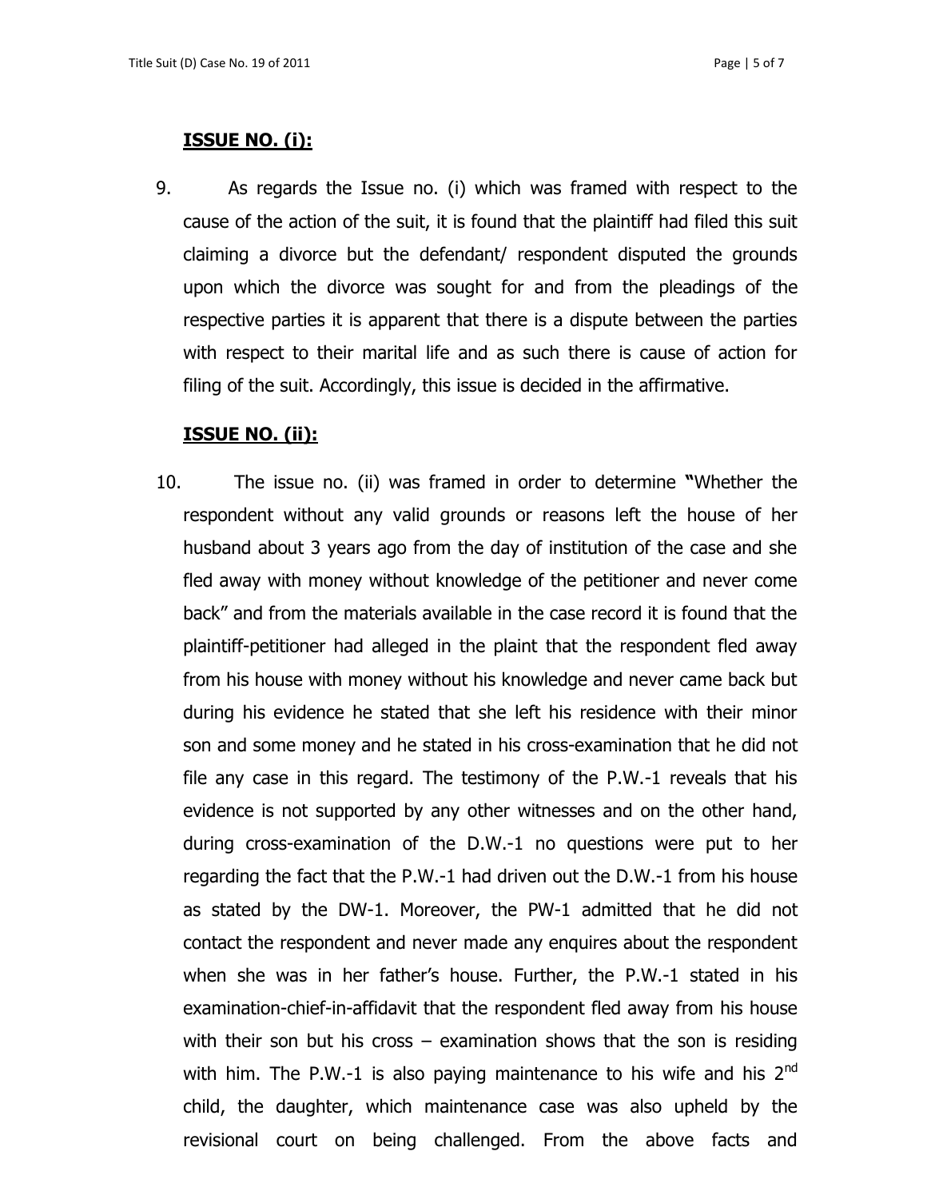**ISSUE NO. (i):**

9. As regards the Issue no. (i) which was framed with respect to the cause of the action of the suit, it is found that the plaintiff had filed this suit claiming a divorce but the defendant/ respondent disputed the grounds upon which the divorce was sought for and from the pleadings of the respective parties it is apparent that there is a dispute between the parties with respect to their marital life and as such there is cause of action for filing of the suit. Accordingly, this issue is decided in the affirmative.

**ISSUE NO. (ii):**

10. The issue no. (ii) was framed in order to determine **"**Whether the respondent without any valid grounds or reasons left the house of her husband about 3 years ago from the day of institution of the case and she fled away with money without knowledge of the petitioner and never come back" and from the materials available in the case record it is found that the plaintiff-petitioner had alleged in the plaint that the respondent fled away from his house with money without his knowledge and never came back but during his evidence he stated that she left his residence with their minor son and some money and he stated in his cross-examination that he did not file any case in this regard. The testimony of the P.W.-1 reveals that his evidence is not supported by any other witnesses and on the other hand, during cross-examination of the D.W.-1 no questions were put to her regarding the fact that the P.W.-1 had driven out the D.W.-1 from his house as stated by the DW-1. Moreover, the PW-1 admitted that he did not contact the respondent and never made any enquires about the respondent when she was in her father's house. Further, the P.W.-1 stated in his examination-chief-in-affidavit that the respondent fled away from his house with their son but his cross – examination shows that the son is residing with him. The P.W.-1 is also paying maintenance to his wife and his 2nd child, the daughter, which maintenance case was also upheld by the revisional court on being challenged. From the above facts and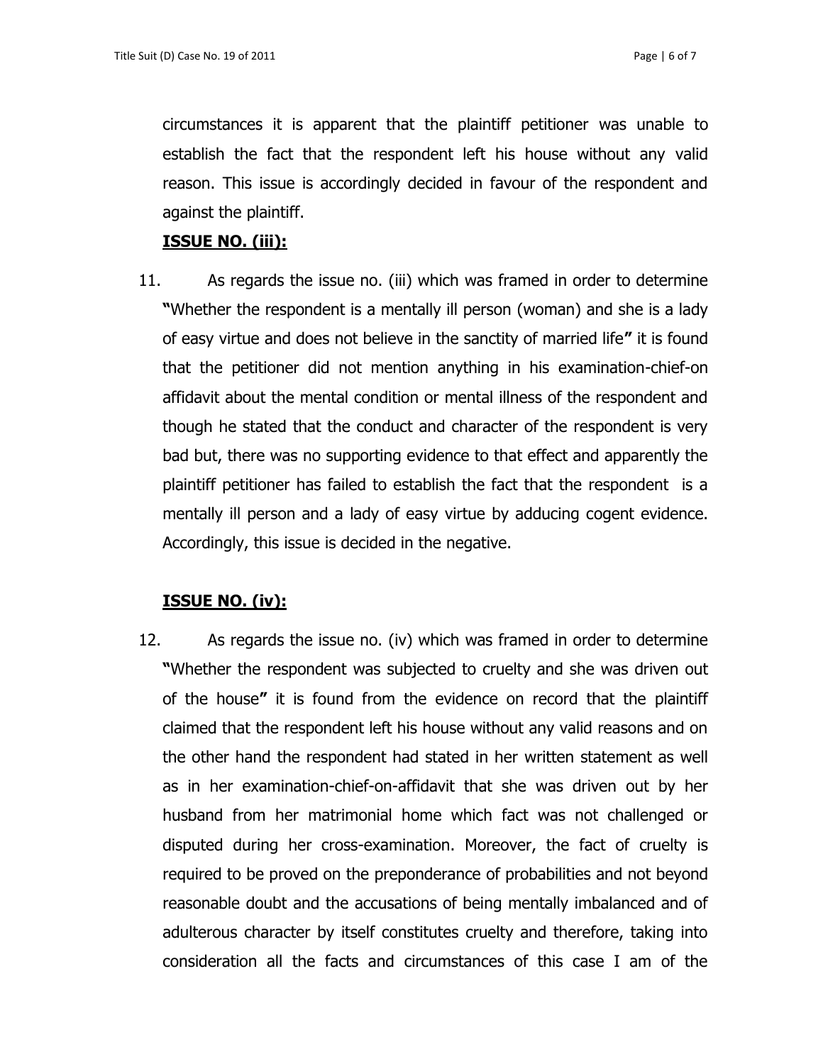circumstances it is apparent that the plaintiff petitioner was unable to establish the fact that the respondent left his house without any valid reason. This issue is accordingly decided in favour of the respondent and against the plaintiff.

**ISSUE NO. (iii):**

11. As regards the issue no. (iii) which was framed in order to determine **"**Whether the respondent is a mentally ill person (woman) and she is a lady of easy virtue and does not believe in the sanctity of married life**"** it is found that the petitioner did not mention anything in his examination-chief-on affidavit about the mental condition or mental illness of the respondent and though he stated that the conduct and character of the respondent is very bad but, there was no supporting evidence to that effect and apparently the plaintiff petitioner has failed to establish the fact that the respondent is a mentally ill person and a lady of easy virtue by adducing cogent evidence. Accordingly, this issue is decided in the negative.

**ISSUE NO. (iv):**

12. As regards the issue no. (iv) which was framed in order to determine **"**Whether the respondent was subjected to cruelty and she was driven out of the house**"** it is found from the evidence on record that the plaintiff claimed that the respondent left his house without any valid reasons and on the other hand the respondent had stated in her written statement as well as in her examination-chief-on-affidavit that she was driven out by her husband from her matrimonial home which fact was not challenged or disputed during her cross-examination. Moreover, the fact of cruelty is required to be proved on the preponderance of probabilities and not beyond reasonable doubt and the accusations of being mentally imbalanced and of adulterous character by itself constitutes cruelty and therefore, taking into consideration all the facts and circumstances of this case I am of the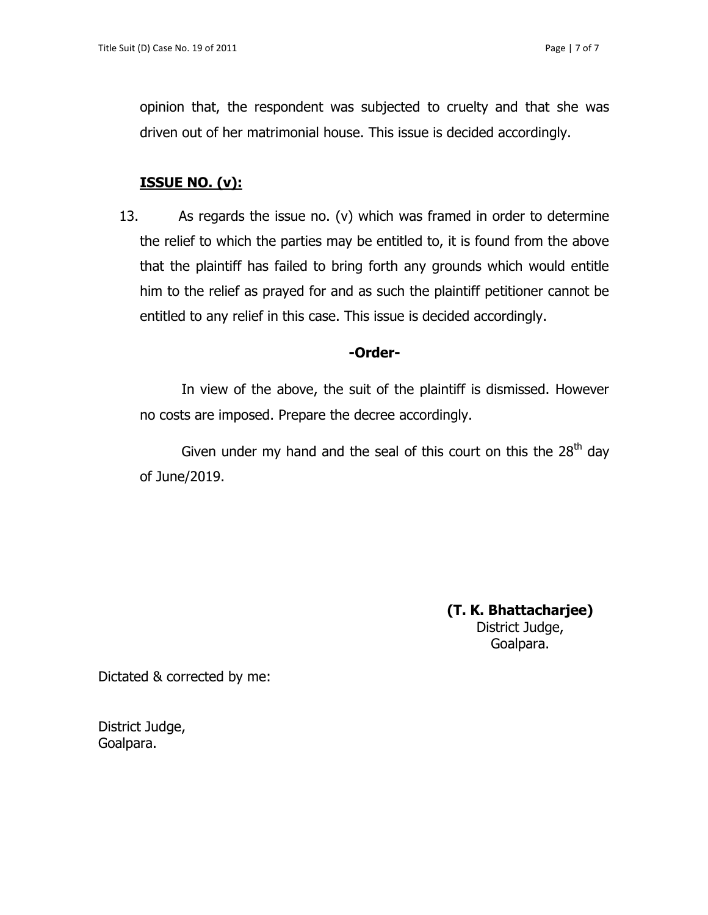opinion that, the respondent was subjected to cruelty and that she was driven out of her matrimonial house. This issue is decided accordingly.

**ISSUE NO. (v):**

13. As regards the issue no. (v) which was framed in order to determine the relief to which the parties may be entitled to, it is found from the above that the plaintiff has failed to bring forth any grounds which would entitle him to the relief as prayed for and as such the plaintiff petitioner cannot be entitled to any relief in this case. This issue is decided accordingly.

**-Order-**

In view of the above, the suit of the plaintiff is dismissed. However no costs are imposed. Prepare the decree accordingly.

Given under my hand and the seal of this court on this the 28th day of June/2019.

**(T. K. Bhattacharjee)**
District Judge,
Goalpara.

Dictated & corrected by me:

District Judge,
Goalpara.